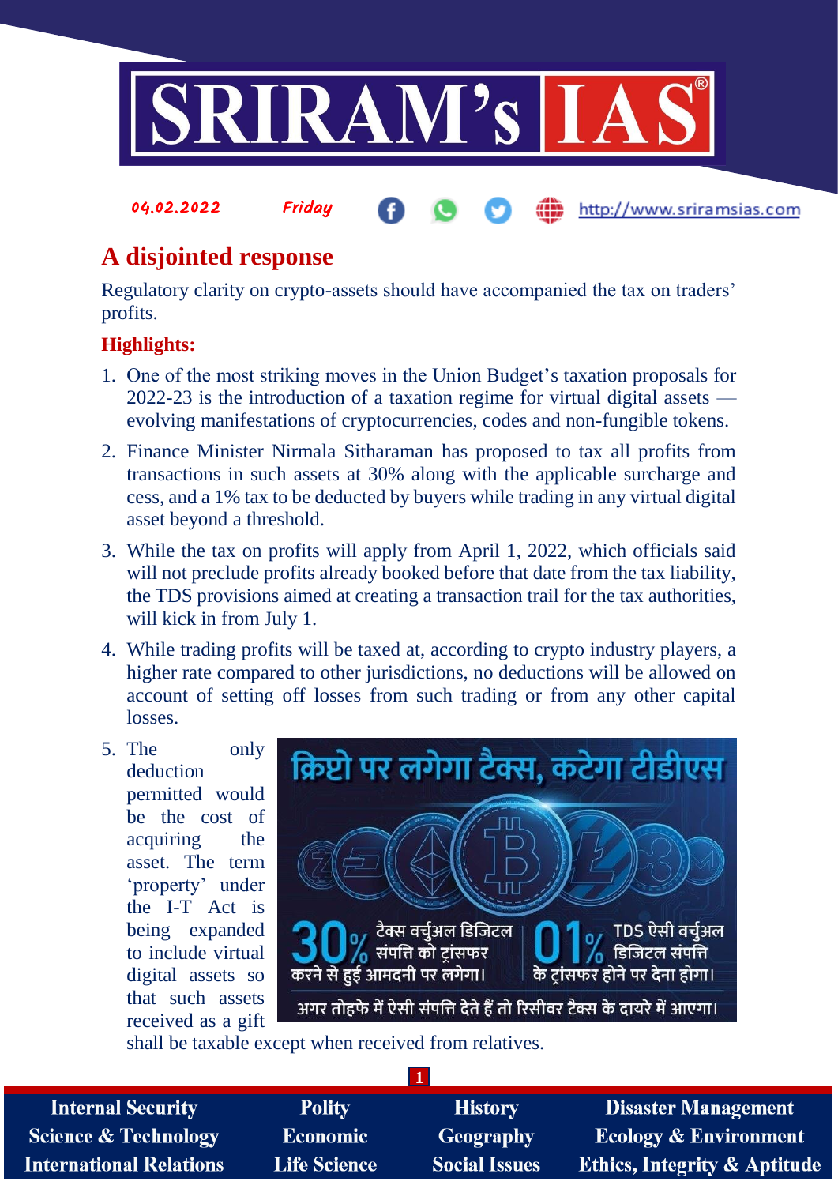# A disjointed response

Regulatory clarity on crypto-assets should have accompanied the tax on traders' profits.

**Highlights:**

1. One of the most striking moves in the Union Budget's taxation proposals for 2022-23 is the introduction of a taxation regime for virtual digital assets — evolving manifestations of cryptocurrencies, codes and non-fungible tokens.
2. Finance Minister Nirmala Sitharaman has proposed to tax all profits from transactions in such assets at 30% along with the applicable surcharge and cess, and a 1% tax to be deducted by buyers while trading in any virtual digital asset beyond a threshold.
3. While the tax on profits will apply from April 1, 2022, which officials said will not preclude profits already booked before that date from the tax liability, the TDS provisions aimed at creating a transaction trail for the tax authorities, will kick in from July 1.
4. While trading profits will be taxed at, according to crypto industry players, a higher rate compared to other jurisdictions, no deductions will be allowed on account of setting off losses from such trading or from any other capital losses.
5. The only deduction permitted would be the cost of acquiring the asset. The term 'property' under the I-T Act is being expanded to include virtual digital assets so that such assets received as a gift shall be taxable except when received from relatives.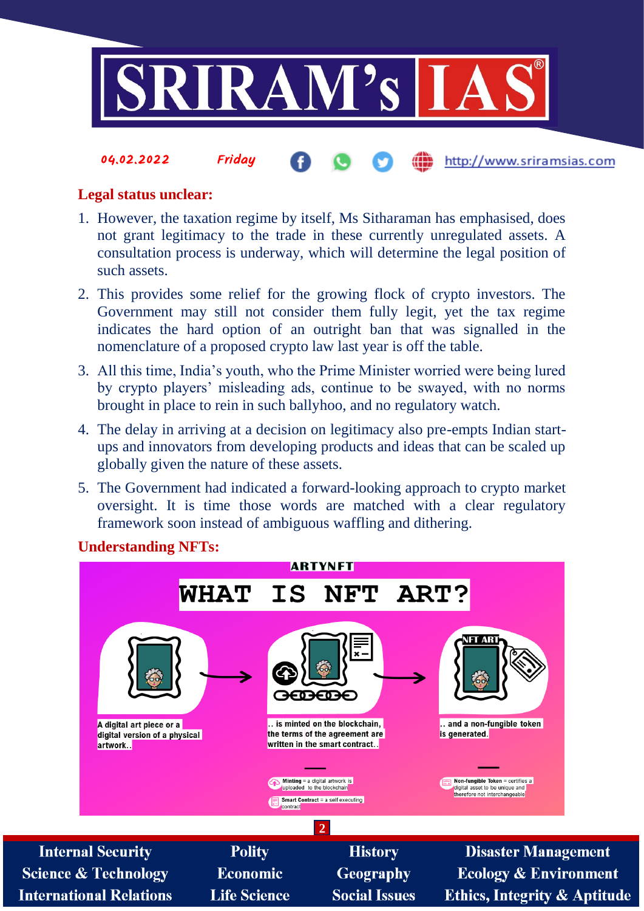## Legal status unclear:

1. However, the taxation regime by itself, Ms Sitharaman has emphasised, does not grant legitimacy to the trade in these currently unregulated assets. A consultation process is underway, which will determine the legal position of such assets.
2. This provides some relief for the growing flock of crypto investors. The Government may still not consider them fully legit, yet the tax regime indicates the hard option of an outright ban that was signalled in the nomenclature of a proposed crypto law last year is off the table.
3. All this time, India's youth, who the Prime Minister worried were being lured by crypto players' misleading ads, continue to be swayed, with no norms brought in place to rein in such ballyhoo, and no regulatory watch.
4. The delay in arriving at a decision on legitimacy also pre-empts Indian start-ups and innovators from developing products and ideas that can be scaled up globally given the nature of these assets.
5. The Government had indicated a forward-looking approach to crypto market oversight. It is time those words are matched with a clear regulatory framework soon instead of ambiguous waffling and dithering.

## Understanding NFTs:

ARTYNFT

**WHAT IS NFT ART?**

A digital art piece or a digital version of a physical artwork..

.. is minted on the blockchain, the terms of the agreement are written in the smart contract..

.. and a non-fungible token is generated.

Minting = a digital artwork is uploaded to the blockchain

Smart Contract = a self executing contract

Non-fungible Token = certifies a digital asset to be unique and therefore not interchangeable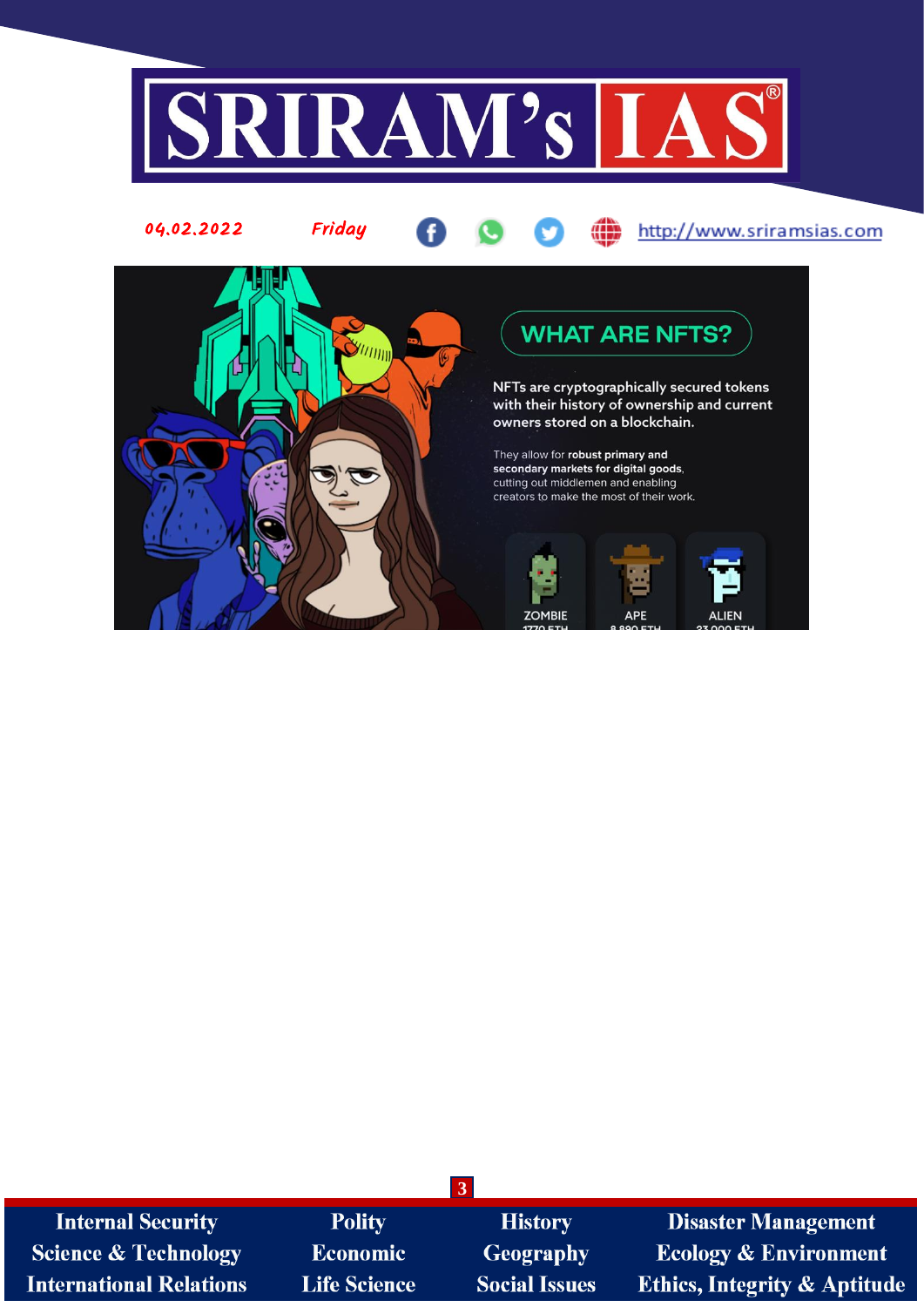WHAT ARE NFTS?

NFTs are cryptographically secured tokens with their history of ownership and current owners stored on a blockchain.

They allow for **robust primary and secondary markets for digital goods**, cutting out middlemen and enabling creators to make the most of their work.

ZOMBIE
1770 ETH

APE
8,880 ETH

ALIEN
23,000 ETH